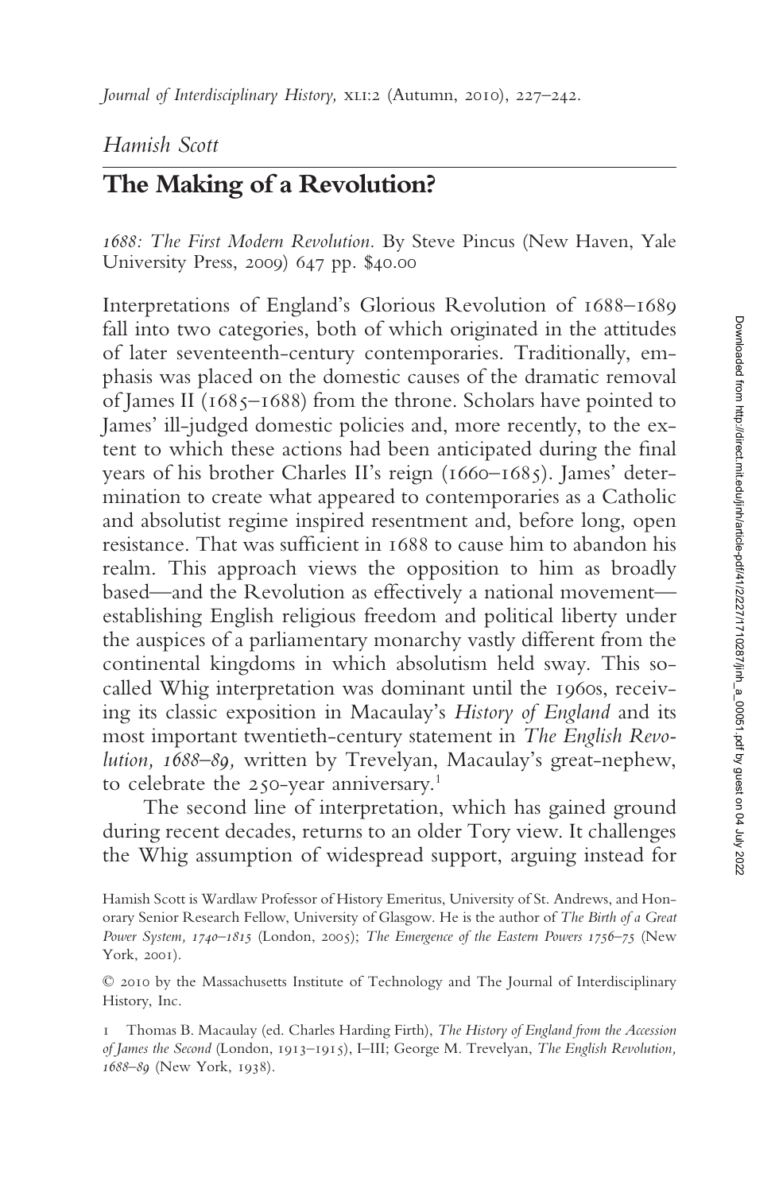*Hamish Scott*

# The Making of a Revolution?

*1688: The First Modern Revolution.* By Steve Pincus (New Haven, Yale University Press, 2009) 647 pp. $40.00

Interpretations of England's Glorious Revolution of 1688–1689 fall into two categories, both of which originated in the attitudes of later seventeenth-century contemporaries. Traditionally, emphasis was placed on the domestic causes of the dramatic removal of James II (1685–1688) from the throne. Scholars have pointed to James' ill-judged domestic policies and, more recently, to the extent to which these actions had been anticipated during the final years of his brother Charles II's reign (1660–1685). James' determination to create what appeared to contemporaries as a Catholic and absolutist regime inspired resentment and, before long, open resistance. That was sufficient in 1688 to cause him to abandon his realm. This approach views the opposition to him as broadly based—and the Revolution as effectively a national movement—establishing English religious freedom and political liberty under the auspices of a parliamentary monarchy vastly different from the continental kingdoms in which absolutism held sway. This so-called Whig interpretation was dominant until the 1960s, receiving its classic exposition in Macaulay's *History of England* and its most important twentieth-century statement in *The English Revolution, 1688–89,* written by Trevelyan, Macaulay's great-nephew, to celebrate the 250-year anniversary.[1]

The second line of interpretation, which has gained ground during recent decades, returns to an older Tory view. It challenges the Whig assumption of widespread support, arguing instead for

Hamish Scott is Wardlaw Professor of History Emeritus, University of St. Andrews, and Honorary Senior Research Fellow, University of Glasgow. He is the author of *The Birth of a Great Power System, 1740–1815* (London, 2005); *The Emergence of the Eastern Powers 1756–75* (New York, 2001).

© 2010 by the Massachusetts Institute of Technology and The Journal of Interdisciplinary History, Inc.

1 Thomas B. Macaulay (ed. Charles Harding Firth), *The History of England from the Accession of James the Second* (London, 1913–1915), I–III; George M. Trevelyan, *The English Revolution, 1688–89* (New York, 1938).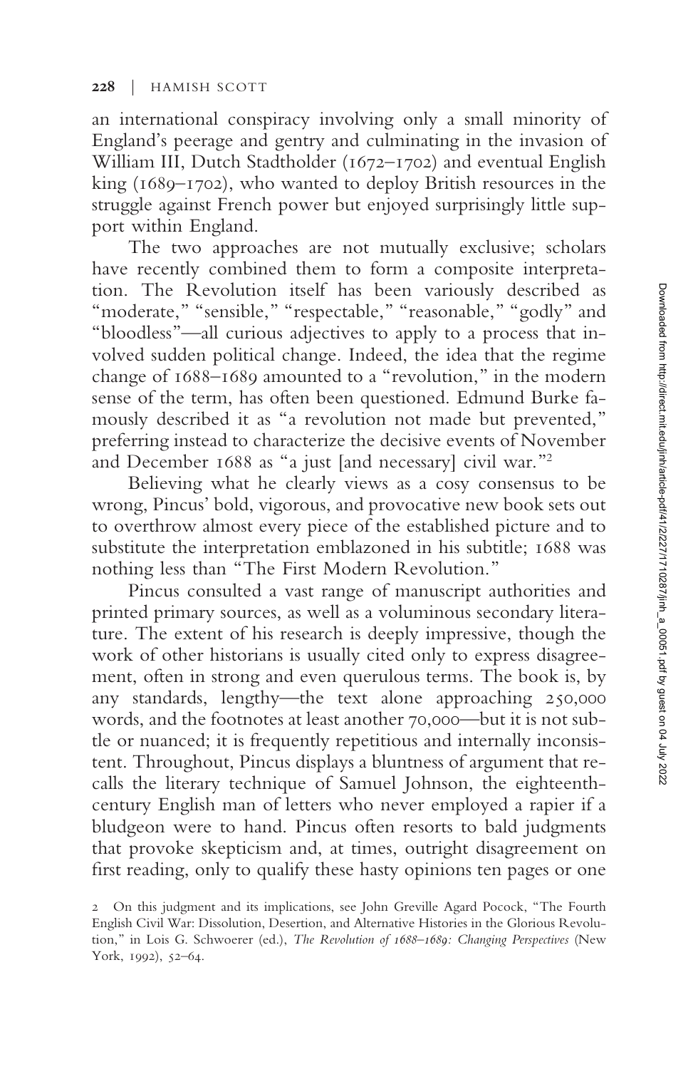an international conspiracy involving only a small minority of England's peerage and gentry and culminating in the invasion of William III, Dutch Stadtholder (1672–1702) and eventual English king (1689–1702), who wanted to deploy British resources in the struggle against French power but enjoyed surprisingly little support within England.

The two approaches are not mutually exclusive; scholars have recently combined them to form a composite interpretation. The Revolution itself has been variously described as "moderate," "sensible," "respectable," "reasonable," "godly" and "bloodless"—all curious adjectives to apply to a process that involved sudden political change. Indeed, the idea that the regime change of 1688–1689 amounted to a "revolution," in the modern sense of the term, has often been questioned. Edmund Burke famously described it as "a revolution not made but prevented," preferring instead to characterize the decisive events of November and December 1688 as "a just [and necessary] civil war."[2]

Believing what he clearly views as a cosy consensus to be wrong, Pincus' bold, vigorous, and provocative new book sets out to overthrow almost every piece of the established picture and to substitute the interpretation emblazoned in his subtitle; 1688 was nothing less than "The First Modern Revolution."

Pincus consulted a vast range of manuscript authorities and printed primary sources, as well as a voluminous secondary literature. The extent of his research is deeply impressive, though the work of other historians is usually cited only to express disagreement, often in strong and even querulous terms. The book is, by any standards, lengthy—the text alone approaching 250,000 words, and the footnotes at least another 70,000—but it is not subtle or nuanced; it is frequently repetitious and internally inconsistent. Throughout, Pincus displays a bluntness of argument that recalls the literary technique of Samuel Johnson, the eighteenth-century English man of letters who never employed a rapier if a bludgeon were to hand. Pincus often resorts to bald judgments that provoke skepticism and, at times, outright disagreement on first reading, only to qualify these hasty opinions ten pages or one

2 On this judgment and its implications, see John Greville Agard Pocock, "The Fourth English Civil War: Dissolution, Desertion, and Alternative Histories in the Glorious Revolution," in Lois G. Schwoerer (ed.), *The Revolution of 1688–1689: Changing Perspectives* (New York, 1992), 52–64.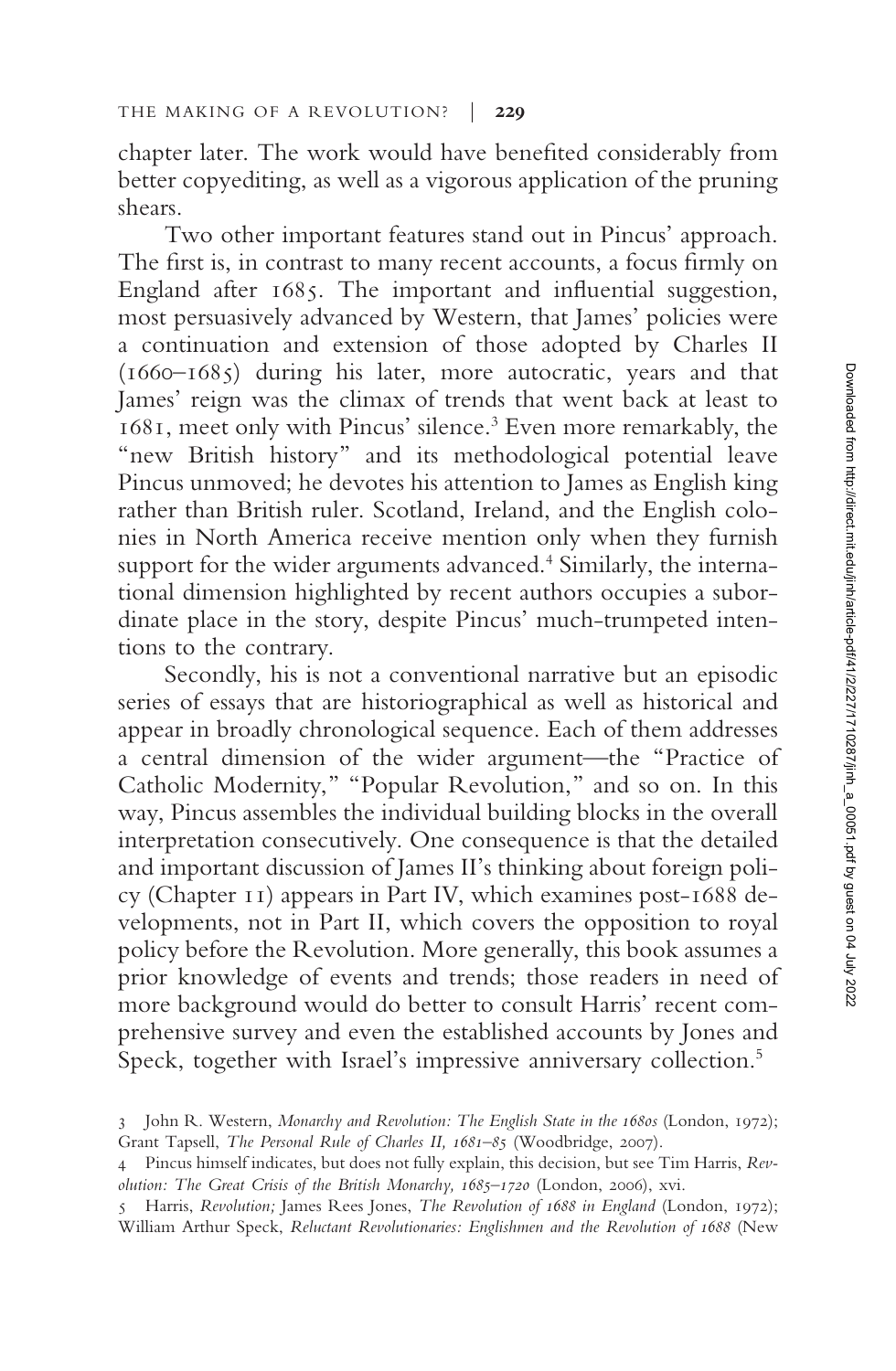chapter later. The work would have benefited considerably from better copyediting, as well as a vigorous application of the pruning shears.

Two other important features stand out in Pincus' approach. The first is, in contrast to many recent accounts, a focus firmly on England after 1685. The important and influential suggestion, most persuasively advanced by Western, that James' policies were a continuation and extension of those adopted by Charles II (1660–1685) during his later, more autocratic, years and that James' reign was the climax of trends that went back at least to 1681, meet only with Pincus' silence.[3] Even more remarkably, the "new British history" and its methodological potential leave Pincus unmoved; he devotes his attention to James as English king rather than British ruler. Scotland, Ireland, and the English colonies in North America receive mention only when they furnish support for the wider arguments advanced.[4] Similarly, the international dimension highlighted by recent authors occupies a subordinate place in the story, despite Pincus' much-trumpeted intentions to the contrary.

Secondly, his is not a conventional narrative but an episodic series of essays that are historiographical as well as historical and appear in broadly chronological sequence. Each of them addresses a central dimension of the wider argument—the "Practice of Catholic Modernity," "Popular Revolution," and so on. In this way, Pincus assembles the individual building blocks in the overall interpretation consecutively. One consequence is that the detailed and important discussion of James II's thinking about foreign policy (Chapter 11) appears in Part IV, which examines post-1688 developments, not in Part II, which covers the opposition to royal policy before the Revolution. More generally, this book assumes a prior knowledge of events and trends; those readers in need of more background would do better to consult Harris' recent comprehensive survey and even the established accounts by Jones and Speck, together with Israel's impressive anniversary collection.[5]

3 John R. Western, *Monarchy and Revolution: The English State in the 1680s* (London, 1972); Grant Tapsell, *The Personal Rule of Charles II, 1681–85* (Woodbridge, 2007).

4 Pincus himself indicates, but does not fully explain, this decision, but see Tim Harris, *Revolution: The Great Crisis of the British Monarchy, 1685–1720* (London, 2006), xvi.

5 Harris, *Revolution;* James Rees Jones, *The Revolution of 1688 in England* (London, 1972); William Arthur Speck, *Reluctant Revolutionaries: Englishmen and the Revolution of 1688* (New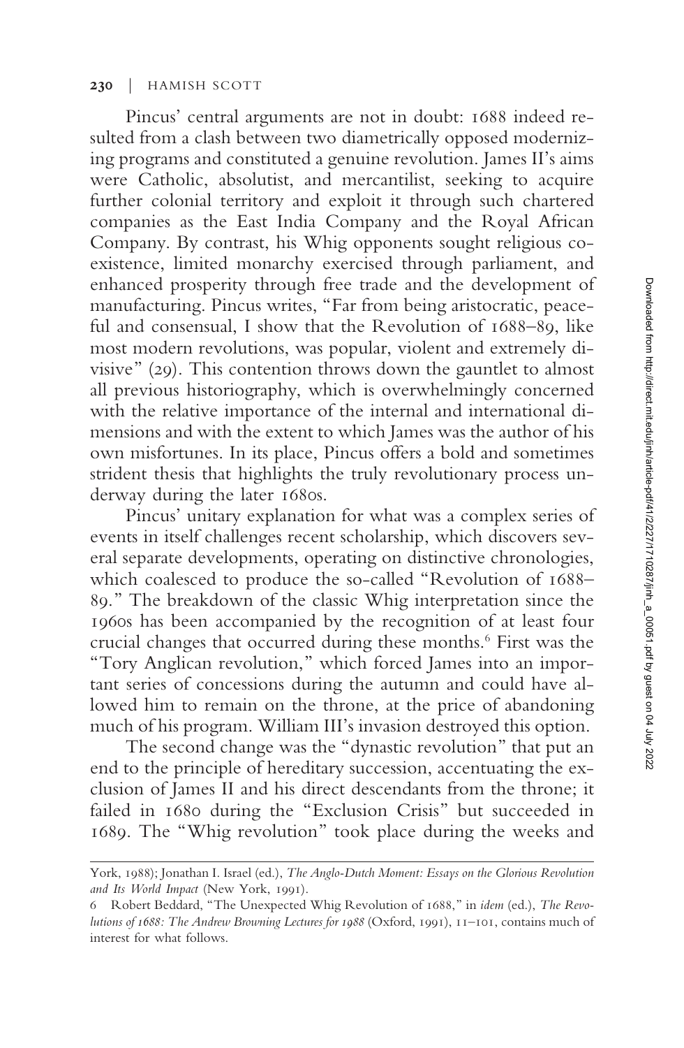Pincus' central arguments are not in doubt: 1688 indeed resulted from a clash between two diametrically opposed modernizing programs and constituted a genuine revolution. James II's aims were Catholic, absolutist, and mercantilist, seeking to acquire further colonial territory and exploit it through such chartered companies as the East India Company and the Royal African Company. By contrast, his Whig opponents sought religious coexistence, limited monarchy exercised through parliament, and enhanced prosperity through free trade and the development of manufacturing. Pincus writes, "Far from being aristocratic, peaceful and consensual, I show that the Revolution of 1688–89, like most modern revolutions, was popular, violent and extremely divisive" (29). This contention throws down the gauntlet to almost all previous historiography, which is overwhelmingly concerned with the relative importance of the internal and international dimensions and with the extent to which James was the author of his own misfortunes. In its place, Pincus offers a bold and sometimes strident thesis that highlights the truly revolutionary process underway during the later 1680s.

Pincus' unitary explanation for what was a complex series of events in itself challenges recent scholarship, which discovers several separate developments, operating on distinctive chronologies, which coalesced to produce the so-called "Revolution of 1688–89." The breakdown of the classic Whig interpretation since the 1960s has been accompanied by the recognition of at least four crucial changes that occurred during these months.[6] First was the "Tory Anglican revolution," which forced James into an important series of concessions during the autumn and could have allowed him to remain on the throne, at the price of abandoning much of his program. William III's invasion destroyed this option.

The second change was the "dynastic revolution" that put an end to the principle of hereditary succession, accentuating the exclusion of James II and his direct descendants from the throne; it failed in 1680 during the "Exclusion Crisis" but succeeded in 1689. The "Whig revolution" took place during the weeks and

---

York, 1988); Jonathan I. Israel (ed.), *The Anglo-Dutch Moment: Essays on the Glorious Revolution and Its World Impact* (New York, 1991).

6 Robert Beddard, "The Unexpected Whig Revolution of 1688," in *idem* (ed.), *The Revolutions of 1688: The Andrew Browning Lectures for 1988* (Oxford, 1991), 11–101, contains much of interest for what follows.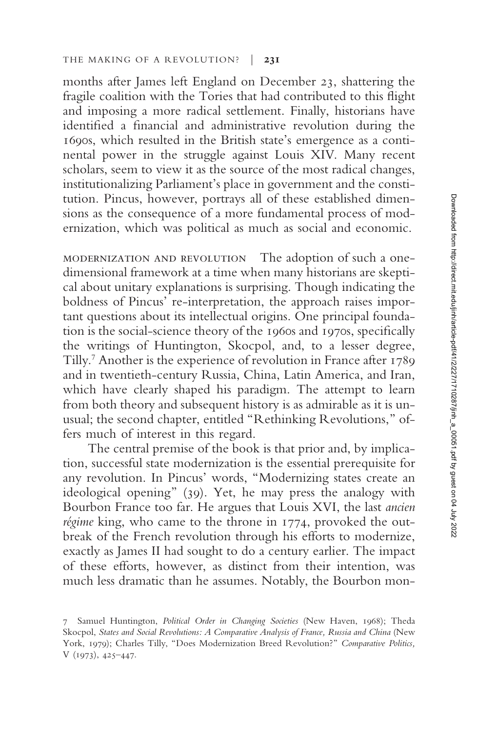months after James left England on December 23, shattering the fragile coalition with the Tories that had contributed to this flight and imposing a more radical settlement. Finally, historians have identified a financial and administrative revolution during the 1690s, which resulted in the British state's emergence as a continental power in the struggle against Louis XIV. Many recent scholars, seem to view it as the source of the most radical changes, institutionalizing Parliament's place in government and the constitution. Pincus, however, portrays all of these established dimensions as the consequence of a more fundamental process of modernization, which was political as much as social and economic.

MODERNIZATION AND REVOLUTION The adoption of such a one-dimensional framework at a time when many historians are skeptical about unitary explanations is surprising. Though indicating the boldness of Pincus' re-interpretation, the approach raises important questions about its intellectual origins. One principal foundation is the social-science theory of the 1960s and 1970s, specifically the writings of Huntington, Skocpol, and, to a lesser degree, Tilly.[7] Another is the experience of revolution in France after 1789 and in twentieth-century Russia, China, Latin America, and Iran, which have clearly shaped his paradigm. The attempt to learn from both theory and subsequent history is as admirable as it is unusual; the second chapter, entitled "Rethinking Revolutions," offers much of interest in this regard.

The central premise of the book is that prior and, by implication, successful state modernization is the essential prerequisite for any revolution. In Pincus' words, "Modernizing states create an ideological opening" (39). Yet, he may press the analogy with Bourbon France too far. He argues that Louis XVI, the last *ancien régime* king, who came to the throne in 1774, provoked the outbreak of the French revolution through his efforts to modernize, exactly as James II had sought to do a century earlier. The impact of these efforts, however, as distinct from their intention, was much less dramatic than he assumes. Notably, the Bourbon mon-

7 Samuel Huntington, *Political Order in Changing Societies* (New Haven, 1968); Theda Skocpol, *States and Social Revolutions: A Comparative Analysis of France, Russia and China* (New York, 1979); Charles Tilly, "Does Modernization Breed Revolution?" *Comparative Politics,* V (1973), 425–447.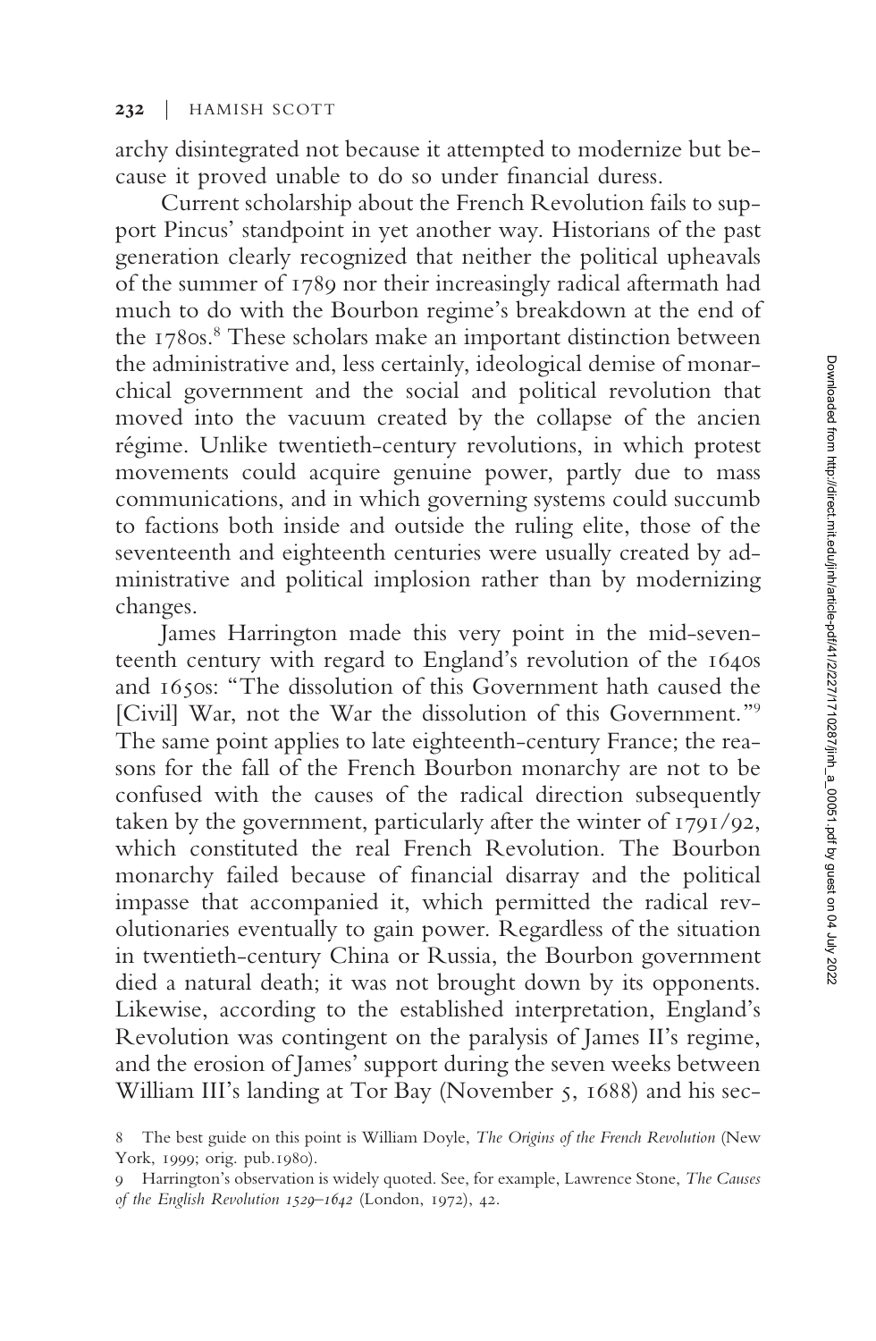archy disintegrated not because it attempted to modernize but because it proved unable to do so under financial duress.

Current scholarship about the French Revolution fails to support Pincus' standpoint in yet another way. Historians of the past generation clearly recognized that neither the political upheavals of the summer of 1789 nor their increasingly radical aftermath had much to do with the Bourbon regime's breakdown at the end of the 1780s.[8] These scholars make an important distinction between the administrative and, less certainly, ideological demise of monarchical government and the social and political revolution that moved into the vacuum created by the collapse of the ancien régime. Unlike twentieth-century revolutions, in which protest movements could acquire genuine power, partly due to mass communications, and in which governing systems could succumb to factions both inside and outside the ruling elite, those of the seventeenth and eighteenth centuries were usually created by administrative and political implosion rather than by modernizing changes.

James Harrington made this very point in the mid-seventeenth century with regard to England's revolution of the 1640s and 1650s: "The dissolution of this Government hath caused the [Civil] War, not the War the dissolution of this Government."[9] The same point applies to late eighteenth-century France; the reasons for the fall of the French Bourbon monarchy are not to be confused with the causes of the radical direction subsequently taken by the government, particularly after the winter of 1791/92, which constituted the real French Revolution. The Bourbon monarchy failed because of financial disarray and the political impasse that accompanied it, which permitted the radical revolutionaries eventually to gain power. Regardless of the situation in twentieth-century China or Russia, the Bourbon government died a natural death; it was not brought down by its opponents. Likewise, according to the established interpretation, England's Revolution was contingent on the paralysis of James II's regime, and the erosion of James' support during the seven weeks between William III's landing at Tor Bay (November 5, 1688) and his sec-

8 The best guide on this point is William Doyle, *The Origins of the French Revolution* (New York, 1999; orig. pub.1980).

9 Harrington's observation is widely quoted. See, for example, Lawrence Stone, *The Causes of the English Revolution 1529–1642* (London, 1972), 42.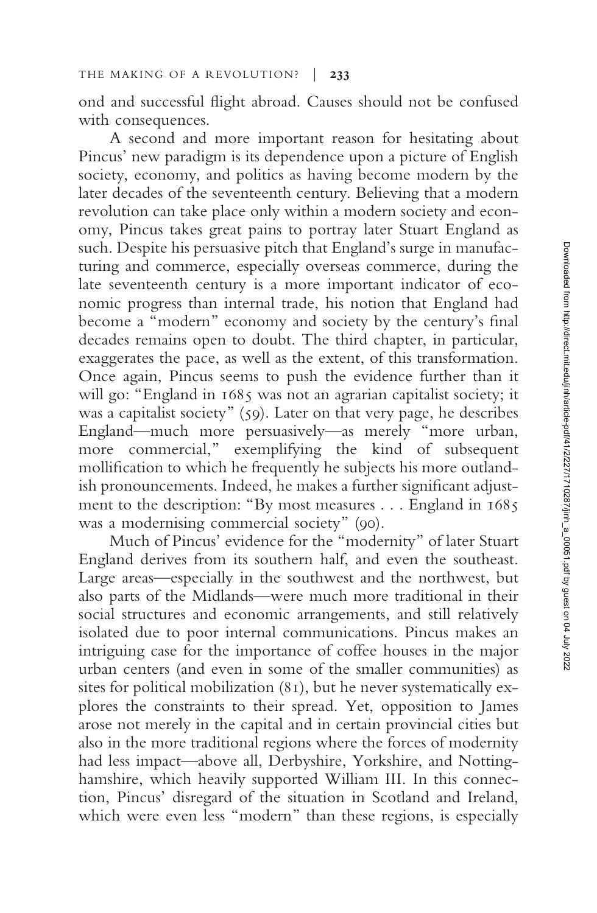ond and successful flight abroad. Causes should not be confused with consequences.

A second and more important reason for hesitating about Pincus' new paradigm is its dependence upon a picture of English society, economy, and politics as having become modern by the later decades of the seventeenth century. Believing that a modern revolution can take place only within a modern society and economy, Pincus takes great pains to portray later Stuart England as such. Despite his persuasive pitch that England's surge in manufacturing and commerce, especially overseas commerce, during the late seventeenth century is a more important indicator of economic progress than internal trade, his notion that England had become a "modern" economy and society by the century's final decades remains open to doubt. The third chapter, in particular, exaggerates the pace, as well as the extent, of this transformation. Once again, Pincus seems to push the evidence further than it will go: "England in 1685 was not an agrarian capitalist society; it was a capitalist society" (59). Later on that very page, he describes England—much more persuasively—as merely "more urban, more commercial," exemplifying the kind of subsequent mollification to which he frequently he subjects his more outlandish pronouncements. Indeed, he makes a further significant adjustment to the description: "By most measures . . . England in 1685 was a modernising commercial society" (90).

Much of Pincus' evidence for the "modernity" of later Stuart England derives from its southern half, and even the southeast. Large areas—especially in the southwest and the northwest, but also parts of the Midlands—were much more traditional in their social structures and economic arrangements, and still relatively isolated due to poor internal communications. Pincus makes an intriguing case for the importance of coffee houses in the major urban centers (and even in some of the smaller communities) as sites for political mobilization (81), but he never systematically explores the constraints to their spread. Yet, opposition to James arose not merely in the capital and in certain provincial cities but also in the more traditional regions where the forces of modernity had less impact—above all, Derbyshire, Yorkshire, and Nottinghamshire, which heavily supported William III. In this connection, Pincus' disregard of the situation in Scotland and Ireland, which were even less "modern" than these regions, is especially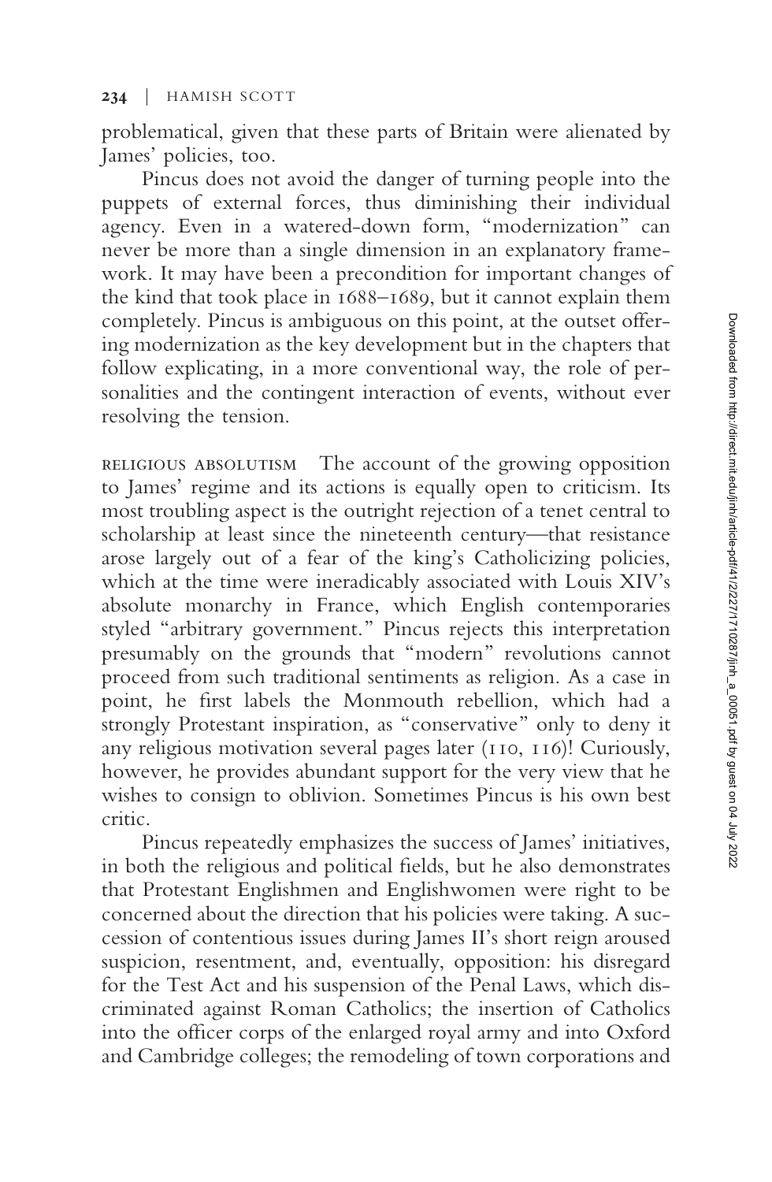problematical, given that these parts of Britain were alienated by James' policies, too.

Pincus does not avoid the danger of turning people into the puppets of external forces, thus diminishing their individual agency. Even in a watered-down form, "modernization" can never be more than a single dimension in an explanatory framework. It may have been a precondition for important changes of the kind that took place in 1688–1689, but it cannot explain them completely. Pincus is ambiguous on this point, at the outset offering modernization as the key development but in the chapters that follow explicating, in a more conventional way, the role of personalities and the contingent interaction of events, without ever resolving the tension.

RELIGIOUS ABSOLUTISM The account of the growing opposition to James' regime and its actions is equally open to criticism. Its most troubling aspect is the outright rejection of a tenet central to scholarship at least since the nineteenth century—that resistance arose largely out of a fear of the king's Catholicizing policies, which at the time were ineradicably associated with Louis XIV's absolute monarchy in France, which English contemporaries styled "arbitrary government." Pincus rejects this interpretation presumably on the grounds that "modern" revolutions cannot proceed from such traditional sentiments as religion. As a case in point, he first labels the Monmouth rebellion, which had a strongly Protestant inspiration, as "conservative" only to deny it any religious motivation several pages later (110, 116)! Curiously, however, he provides abundant support for the very view that he wishes to consign to oblivion. Sometimes Pincus is his own best critic.

Pincus repeatedly emphasizes the success of James' initiatives, in both the religious and political fields, but he also demonstrates that Protestant Englishmen and Englishwomen were right to be concerned about the direction that his policies were taking. A succession of contentious issues during James II's short reign aroused suspicion, resentment, and, eventually, opposition: his disregard for the Test Act and his suspension of the Penal Laws, which discriminated against Roman Catholics; the insertion of Catholics into the officer corps of the enlarged royal army and into Oxford and Cambridge colleges; the remodeling of town corporations and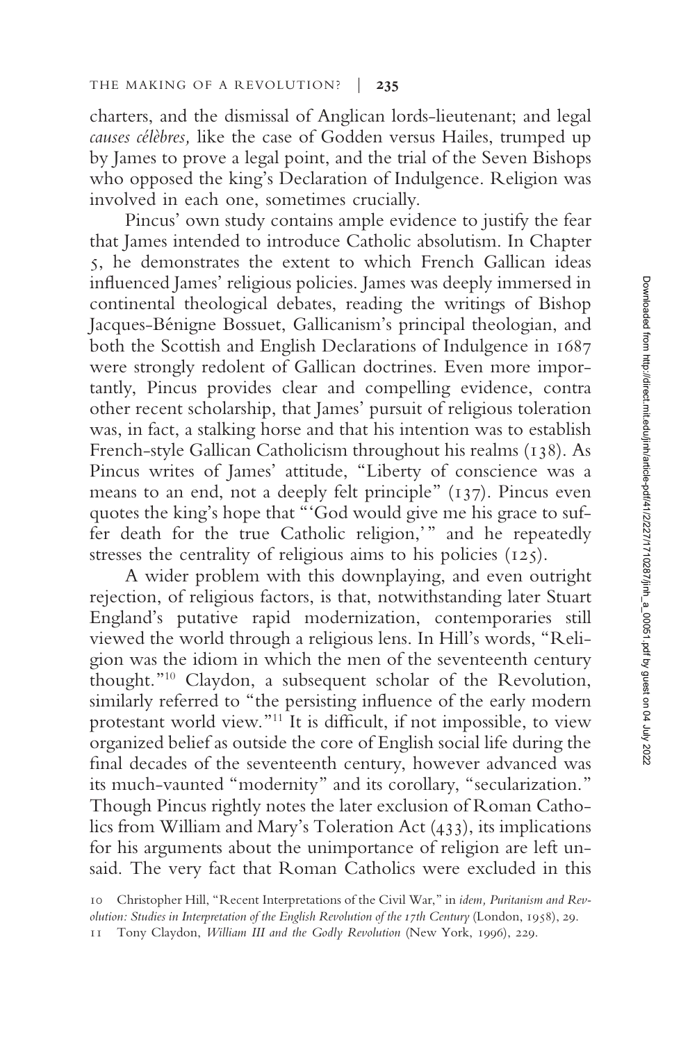charters, and the dismissal of Anglican lords-lieutenant; and legal *causes célèbres,* like the case of Godden versus Hailes, trumped up by James to prove a legal point, and the trial of the Seven Bishops who opposed the king's Declaration of Indulgence. Religion was involved in each one, sometimes crucially.

Pincus' own study contains ample evidence to justify the fear that James intended to introduce Catholic absolutism. In Chapter 5, he demonstrates the extent to which French Gallican ideas influenced James' religious policies. James was deeply immersed in continental theological debates, reading the writings of Bishop Jacques-Bénigne Bossuet, Gallicanism's principal theologian, and both the Scottish and English Declarations of Indulgence in 1687 were strongly redolent of Gallican doctrines. Even more importantly, Pincus provides clear and compelling evidence, contra other recent scholarship, that James' pursuit of religious toleration was, in fact, a stalking horse and that his intention was to establish French-style Gallican Catholicism throughout his realms (138). As Pincus writes of James' attitude, "Liberty of conscience was a means to an end, not a deeply felt principle" (137). Pincus even quotes the king's hope that "'God would give me his grace to suffer death for the true Catholic religion,'" and he repeatedly stresses the centrality of religious aims to his policies (125).

A wider problem with this downplaying, and even outright rejection, of religious factors, is that, notwithstanding later Stuart England's putative rapid modernization, contemporaries still viewed the world through a religious lens. In Hill's words, "Religion was the idiom in which the men of the seventeenth century thought."[10] Claydon, a subsequent scholar of the Revolution, similarly referred to "the persisting influence of the early modern protestant world view."[11] It is difficult, if not impossible, to view organized belief as outside the core of English social life during the final decades of the seventeenth century, however advanced was its much-vaunted "modernity" and its corollary, "secularization." Though Pincus rightly notes the later exclusion of Roman Catholics from William and Mary's Toleration Act (433), its implications for his arguments about the unimportance of religion are left unsaid. The very fact that Roman Catholics were excluded in this

10 Christopher Hill, "Recent Interpretations of the Civil War," in *idem, Puritanism and Revolution: Studies in Interpretation of the English Revolution of the 17th Century* (London, 1958), 29.

11 Tony Claydon, *William III and the Godly Revolution* (New York, 1996), 229.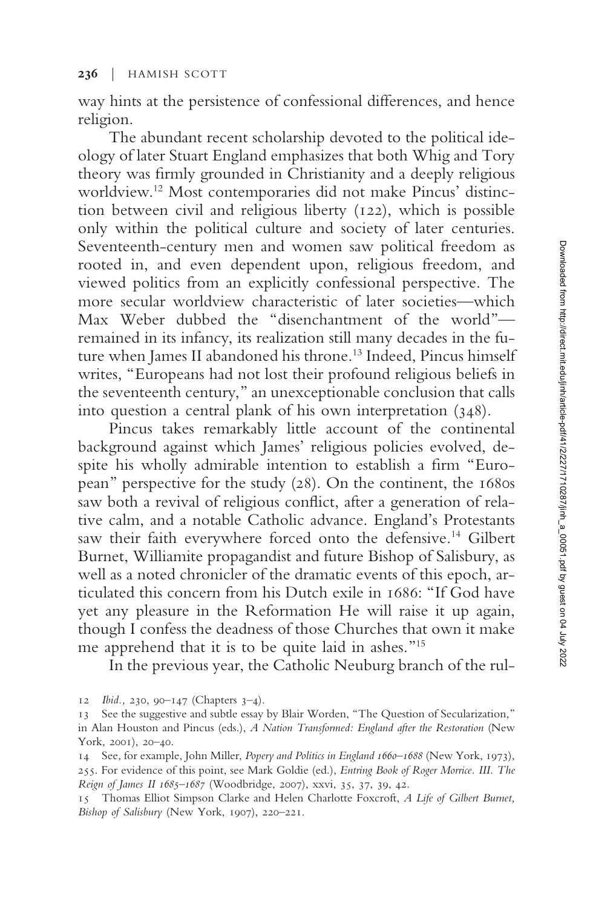way hints at the persistence of confessional differences, and hence religion.

The abundant recent scholarship devoted to the political ideology of later Stuart England emphasizes that both Whig and Tory theory was firmly grounded in Christianity and a deeply religious worldview.[12] Most contemporaries did not make Pincus' distinction between civil and religious liberty (122), which is possible only within the political culture and society of later centuries. Seventeenth-century men and women saw political freedom as rooted in, and even dependent upon, religious freedom, and viewed politics from an explicitly confessional perspective. The more secular worldview characteristic of later societies—which Max Weber dubbed the "disenchantment of the world"—remained in its infancy, its realization still many decades in the future when James II abandoned his throne.[13] Indeed, Pincus himself writes, "Europeans had not lost their profound religious beliefs in the seventeenth century," an unexceptionable conclusion that calls into question a central plank of his own interpretation (348).

Pincus takes remarkably little account of the continental background against which James' religious policies evolved, despite his wholly admirable intention to establish a firm "European" perspective for the study (28). On the continent, the 1680s saw both a revival of religious conflict, after a generation of relative calm, and a notable Catholic advance. England's Protestants saw their faith everywhere forced onto the defensive.[14] Gilbert Burnet, Williamite propagandist and future Bishop of Salisbury, as well as a noted chronicler of the dramatic events of this epoch, articulated this concern from his Dutch exile in 1686: "If God have yet any pleasure in the Reformation He will raise it up again, though I confess the deadness of those Churches that own it make me apprehend that it is to be quite laid in ashes."[15]

In the previous year, the Catholic Neuburg branch of the rul-

12 *Ibid.,* 230, 90–147 (Chapters 3–4).

13 See the suggestive and subtle essay by Blair Worden, "The Question of Secularization," in Alan Houston and Pincus (eds.), *A Nation Transformed: England after the Restoration* (New York, 2001), 20–40.

14 See, for example, John Miller, *Popery and Politics in England 1660–1688* (New York, 1973), 255. For evidence of this point, see Mark Goldie (ed.), *Entring Book of Roger Morrice. III. The Reign of James II 1685–1687* (Woodbridge, 2007), xxvi, 35, 37, 39, 42.

15 Thomas Elliot Simpson Clarke and Helen Charlotte Foxcroft, *A Life of Gilbert Burnet, Bishop of Salisbury* (New York, 1907), 220–221.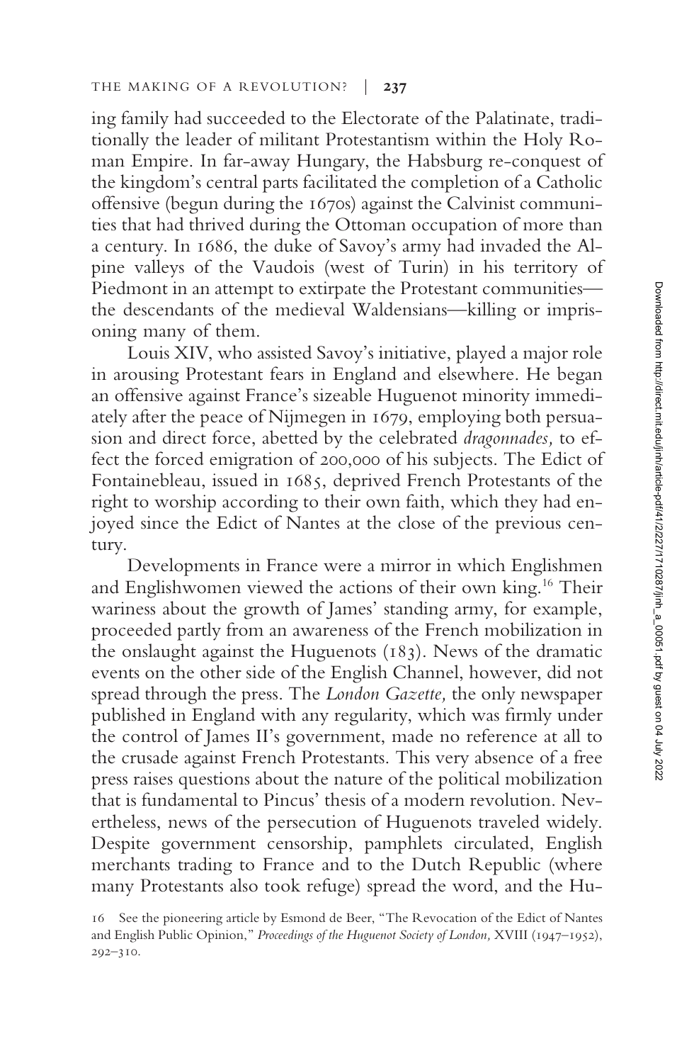ing family had succeeded to the Electorate of the Palatinate, traditionally the leader of militant Protestantism within the Holy Roman Empire. In far-away Hungary, the Habsburg re-conquest of the kingdom's central parts facilitated the completion of a Catholic offensive (begun during the 1670s) against the Calvinist communities that had thrived during the Ottoman occupation of more than a century. In 1686, the duke of Savoy's army had invaded the Alpine valleys of the Vaudois (west of Turin) in his territory of Piedmont in an attempt to extirpate the Protestant communities—the descendants of the medieval Waldensians—killing or imprisoning many of them.

Louis XIV, who assisted Savoy's initiative, played a major role in arousing Protestant fears in England and elsewhere. He began an offensive against France's sizeable Huguenot minority immediately after the peace of Nijmegen in 1679, employing both persuasion and direct force, abetted by the celebrated *dragonnades,* to effect the forced emigration of 200,000 of his subjects. The Edict of Fontainebleau, issued in 1685, deprived French Protestants of the right to worship according to their own faith, which they had enjoyed since the Edict of Nantes at the close of the previous century.

Developments in France were a mirror in which Englishmen and Englishwomen viewed the actions of their own king.[16] Their wariness about the growth of James' standing army, for example, proceeded partly from an awareness of the French mobilization in the onslaught against the Huguenots (183). News of the dramatic events on the other side of the English Channel, however, did not spread through the press. The *London Gazette,* the only newspaper published in England with any regularity, which was firmly under the control of James II's government, made no reference at all to the crusade against French Protestants. This very absence of a free press raises questions about the nature of the political mobilization that is fundamental to Pincus' thesis of a modern revolution. Nevertheless, news of the persecution of Huguenots traveled widely. Despite government censorship, pamphlets circulated, English merchants trading to France and to the Dutch Republic (where many Protestants also took refuge) spread the word, and the Hu-

16 See the pioneering article by Esmond de Beer, "The Revocation of the Edict of Nantes and English Public Opinion," *Proceedings of the Huguenot Society of London,* XVIII (1947–1952), 292–310.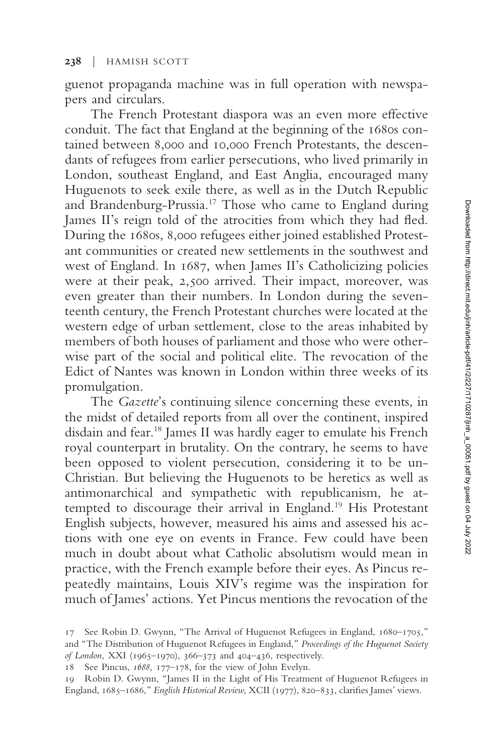guenot propaganda machine was in full operation with newspapers and circulars.

The French Protestant diaspora was an even more effective conduit. The fact that England at the beginning of the 1680s contained between 8,000 and 10,000 French Protestants, the descendants of refugees from earlier persecutions, who lived primarily in London, southeast England, and East Anglia, encouraged many Huguenots to seek exile there, as well as in the Dutch Republic and Brandenburg-Prussia.[17] Those who came to England during James II's reign told of the atrocities from which they had fled. During the 1680s, 8,000 refugees either joined established Protestant communities or created new settlements in the southwest and west of England. In 1687, when James II's Catholicizing policies were at their peak, 2,500 arrived. Their impact, moreover, was even greater than their numbers. In London during the seventeenth century, the French Protestant churches were located at the western edge of urban settlement, close to the areas inhabited by members of both houses of parliament and those who were otherwise part of the social and political elite. The revocation of the Edict of Nantes was known in London within three weeks of its promulgation.

The *Gazette*'s continuing silence concerning these events, in the midst of detailed reports from all over the continent, inspired disdain and fear.[18] James II was hardly eager to emulate his French royal counterpart in brutality. On the contrary, he seems to have been opposed to violent persecution, considering it to be un-Christian. But believing the Huguenots to be heretics as well as antimonarchical and sympathetic with republicanism, he attempted to discourage their arrival in England.[19] His Protestant English subjects, however, measured his aims and assessed his actions with one eye on events in France. Few could have been much in doubt about what Catholic absolutism would mean in practice, with the French example before their eyes. As Pincus repeatedly maintains, Louis XIV's regime was the inspiration for much of James' actions. Yet Pincus mentions the revocation of the

17 See Robin D. Gwynn, "The Arrival of Huguenot Refugees in England, 1680–1705," and "The Distribution of Huguenot Refugees in England," *Proceedings of the Huguenot Society of London,* XXI (1965–1970), 366–373 and 404–436, respectively.

18 See Pincus, *1688,* 177–178, for the view of John Evelyn.

19 Robin D. Gwynn, "James II in the Light of His Treatment of Huguenot Refugees in England, 1685–1686," *English Historical Review,* XCII (1977), 820–833, clarifies James' views.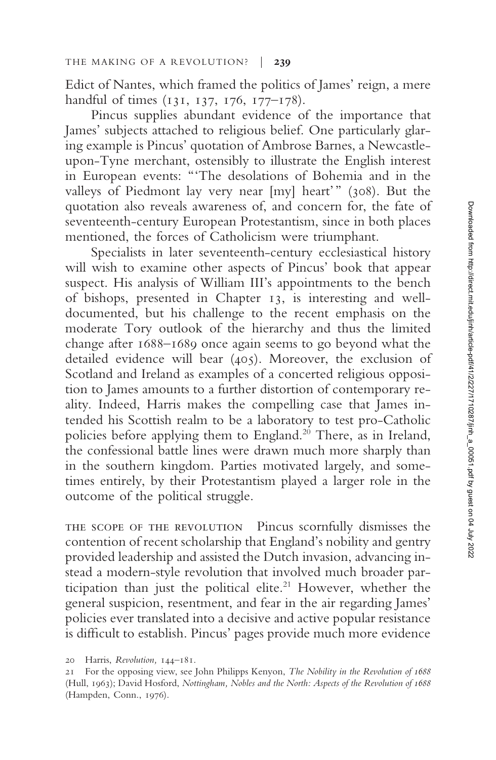Edict of Nantes, which framed the politics of James' reign, a mere handful of times (131, 137, 176, 177–178).

Pincus supplies abundant evidence of the importance that James' subjects attached to religious belief. One particularly glaring example is Pincus' quotation of Ambrose Barnes, a Newcastle-upon-Tyne merchant, ostensibly to illustrate the English interest in European events: "'The desolations of Bohemia and in the valleys of Piedmont lay very near [my] heart'" (308). But the quotation also reveals awareness of, and concern for, the fate of seventeenth-century European Protestantism, since in both places mentioned, the forces of Catholicism were triumphant.

Specialists in later seventeenth-century ecclesiastical history will wish to examine other aspects of Pincus' book that appear suspect. His analysis of William III's appointments to the bench of bishops, presented in Chapter 13, is interesting and well-documented, but his challenge to the recent emphasis on the moderate Tory outlook of the hierarchy and thus the limited change after 1688–1689 once again seems to go beyond what the detailed evidence will bear (405). Moreover, the exclusion of Scotland and Ireland as examples of a concerted religious opposition to James amounts to a further distortion of contemporary reality. Indeed, Harris makes the compelling case that James intended his Scottish realm to be a laboratory to test pro-Catholic policies before applying them to England.[20] There, as in Ireland, the confessional battle lines were drawn much more sharply than in the southern kingdom. Parties motivated largely, and sometimes entirely, by their Protestantism played a larger role in the outcome of the political struggle.

THE SCOPE OF THE REVOLUTION Pincus scornfully dismisses the contention of recent scholarship that England's nobility and gentry provided leadership and assisted the Dutch invasion, advancing instead a modern-style revolution that involved much broader participation than just the political elite.[21] However, whether the general suspicion, resentment, and fear in the air regarding James' policies ever translated into a decisive and active popular resistance is difficult to establish. Pincus' pages provide much more evidence

20 Harris, *Revolution,* 144–181.

21 For the opposing view, see John Philipps Kenyon, *The Nobility in the Revolution of 1688* (Hull, 1963); David Hosford, *Nottingham, Nobles and the North: Aspects of the Revolution of 1688* (Hampden, Conn., 1976).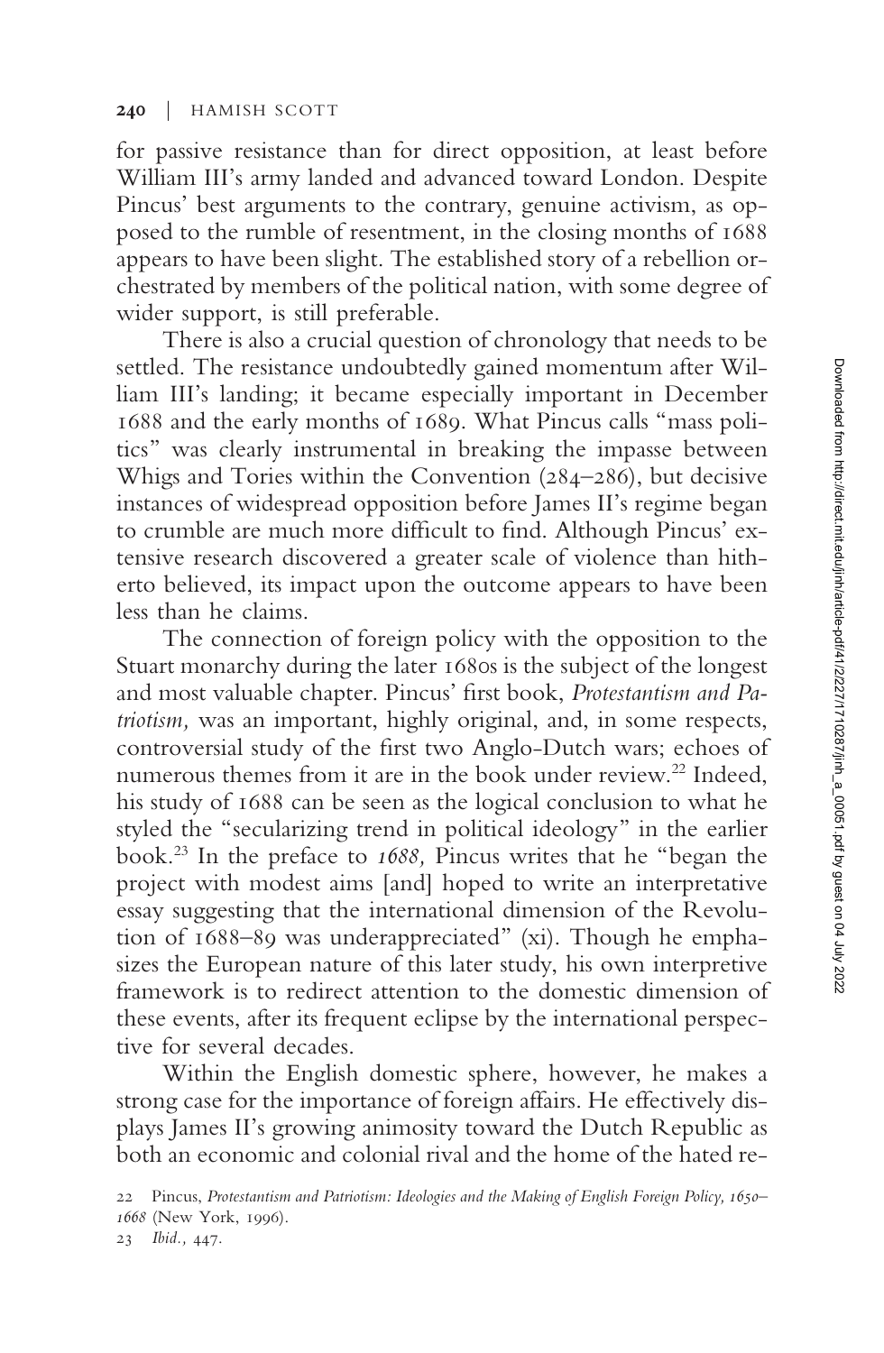for passive resistance than for direct opposition, at least before William III's army landed and advanced toward London. Despite Pincus' best arguments to the contrary, genuine activism, as opposed to the rumble of resentment, in the closing months of 1688 appears to have been slight. The established story of a rebellion orchestrated by members of the political nation, with some degree of wider support, is still preferable.

There is also a crucial question of chronology that needs to be settled. The resistance undoubtedly gained momentum after William III's landing; it became especially important in December 1688 and the early months of 1689. What Pincus calls "mass politics" was clearly instrumental in breaking the impasse between Whigs and Tories within the Convention (284–286), but decisive instances of widespread opposition before James II's regime began to crumble are much more difficult to find. Although Pincus' extensive research discovered a greater scale of violence than hitherto believed, its impact upon the outcome appears to have been less than he claims.

The connection of foreign policy with the opposition to the Stuart monarchy during the later 1680s is the subject of the longest and most valuable chapter. Pincus' first book, *Protestantism and Patriotism,* was an important, highly original, and, in some respects, controversial study of the first two Anglo-Dutch wars; echoes of numerous themes from it are in the book under review.[22] Indeed, his study of 1688 can be seen as the logical conclusion to what he styled the "secularizing trend in political ideology" in the earlier book.[23] In the preface to *1688,* Pincus writes that he "began the project with modest aims [and] hoped to write an interpretative essay suggesting that the international dimension of the Revolution of 1688–89 was underappreciated" (xi). Though he emphasizes the European nature of this later study, his own interpretive framework is to redirect attention to the domestic dimension of these events, after its frequent eclipse by the international perspective for several decades.

Within the English domestic sphere, however, he makes a strong case for the importance of foreign affairs. He effectively displays James II's growing animosity toward the Dutch Republic as both an economic and colonial rival and the home of the hated re-

22 Pincus, *Protestantism and Patriotism: Ideologies and the Making of English Foreign Policy, 1650–1668* (New York, 1996).

23 *Ibid.,* 447.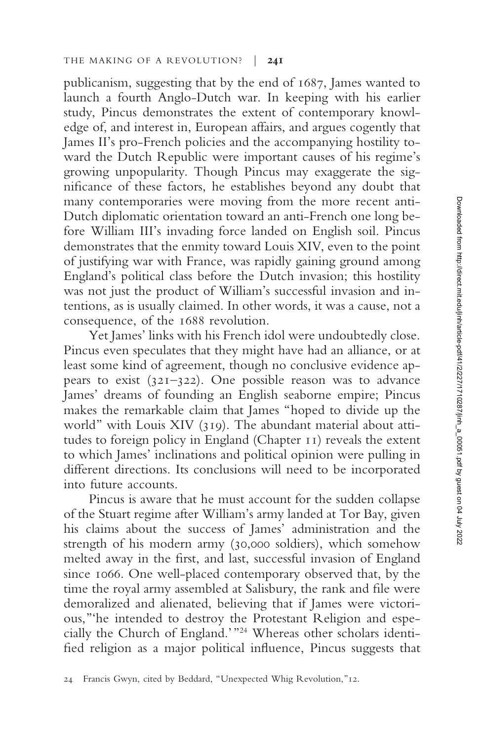publicanism, suggesting that by the end of 1687, James wanted to launch a fourth Anglo-Dutch war. In keeping with his earlier study, Pincus demonstrates the extent of contemporary knowledge of, and interest in, European affairs, and argues cogently that James II's pro-French policies and the accompanying hostility toward the Dutch Republic were important causes of his regime's growing unpopularity. Though Pincus may exaggerate the significance of these factors, he establishes beyond any doubt that many contemporaries were moving from the more recent anti-Dutch diplomatic orientation toward an anti-French one long before William III's invading force landed on English soil. Pincus demonstrates that the enmity toward Louis XIV, even to the point of justifying war with France, was rapidly gaining ground among England's political class before the Dutch invasion; this hostility was not just the product of William's successful invasion and intentions, as is usually claimed. In other words, it was a cause, not a consequence, of the 1688 revolution.

Yet James' links with his French idol were undoubtedly close. Pincus even speculates that they might have had an alliance, or at least some kind of agreement, though no conclusive evidence appears to exist (321–322). One possible reason was to advance James' dreams of founding an English seaborne empire; Pincus makes the remarkable claim that James "hoped to divide up the world" with Louis XIV (319). The abundant material about attitudes to foreign policy in England (Chapter 11) reveals the extent to which James' inclinations and political opinion were pulling in different directions. Its conclusions will need to be incorporated into future accounts.

Pincus is aware that he must account for the sudden collapse of the Stuart regime after William's army landed at Tor Bay, given his claims about the success of James' administration and the strength of his modern army (30,000 soldiers), which somehow melted away in the first, and last, successful invasion of England since 1066. One well-placed contemporary observed that, by the time the royal army assembled at Salisbury, the rank and file were demoralized and alienated, believing that if James were victorious,"'he intended to destroy the Protestant Religion and especially the Church of England.'"[24] Whereas other scholars identified religion as a major political influence, Pincus suggests that

24 Francis Gwyn, cited by Beddard, "Unexpected Whig Revolution,"12.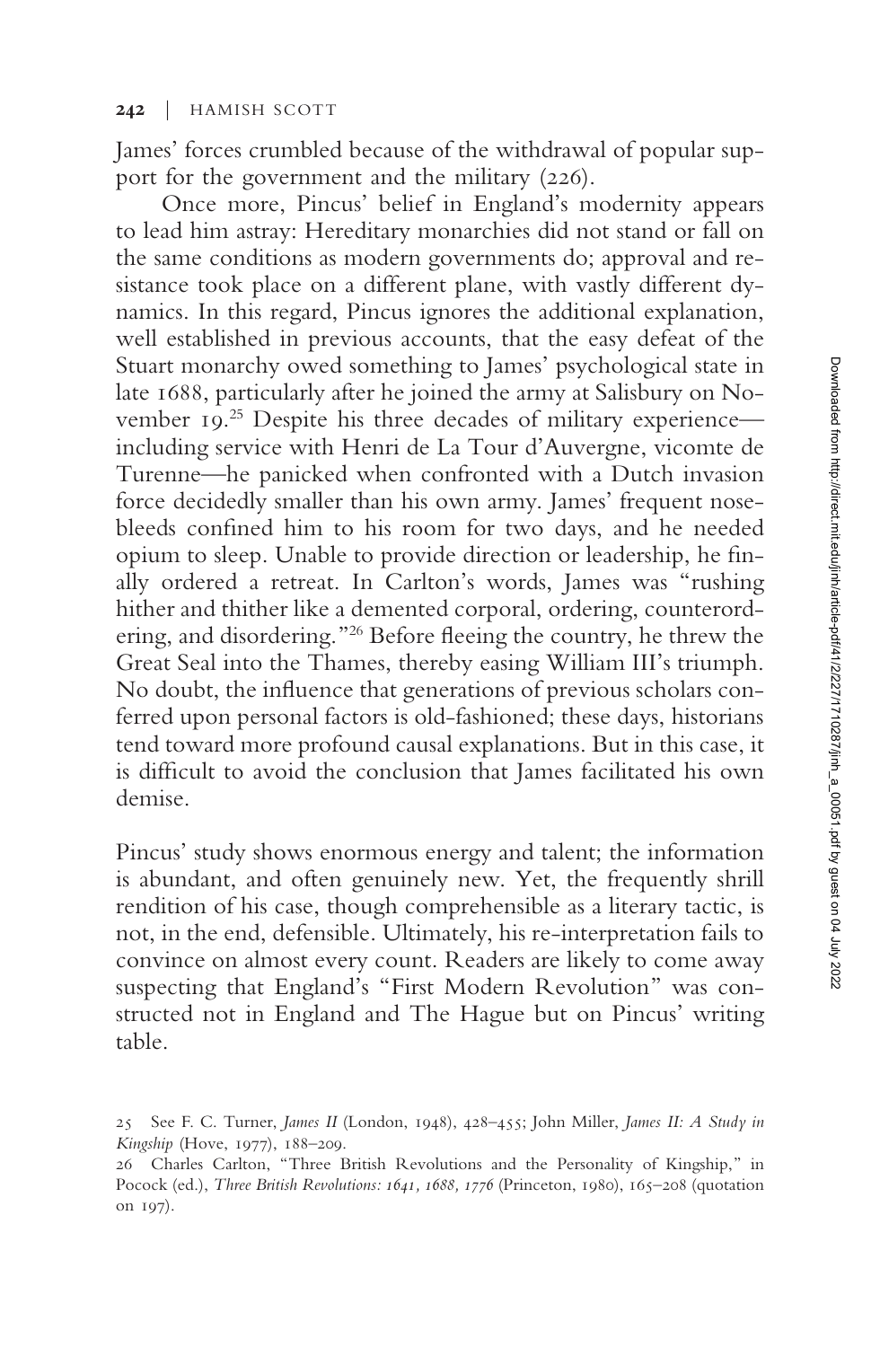James' forces crumbled because of the withdrawal of popular support for the government and the military (226).

Once more, Pincus' belief in England's modernity appears to lead him astray: Hereditary monarchies did not stand or fall on the same conditions as modern governments do; approval and resistance took place on a different plane, with vastly different dynamics. In this regard, Pincus ignores the additional explanation, well established in previous accounts, that the easy defeat of the Stuart monarchy owed something to James' psychological state in late 1688, particularly after he joined the army at Salisbury on November 19.[25] Despite his three decades of military experience—including service with Henri de La Tour d'Auvergne, vicomte de Turenne—he panicked when confronted with a Dutch invasion force decidedly smaller than his own army. James' frequent nosebleeds confined him to his room for two days, and he needed opium to sleep. Unable to provide direction or leadership, he finally ordered a retreat. In Carlton's words, James was "rushing hither and thither like a demented corporal, ordering, counterordering, and disordering."[26] Before fleeing the country, he threw the Great Seal into the Thames, thereby easing William III's triumph. No doubt, the influence that generations of previous scholars conferred upon personal factors is old-fashioned; these days, historians tend toward more profound causal explanations. But in this case, it is difficult to avoid the conclusion that James facilitated his own demise.

Pincus' study shows enormous energy and talent; the information is abundant, and often genuinely new. Yet, the frequently shrill rendition of his case, though comprehensible as a literary tactic, is not, in the end, defensible. Ultimately, his re-interpretation fails to convince on almost every count. Readers are likely to come away suspecting that England's "First Modern Revolution" was constructed not in England and The Hague but on Pincus' writing table.

25 See F. C. Turner, *James II* (London, 1948), 428–455; John Miller, *James II: A Study in Kingship* (Hove, 1977), 188–209.

26 Charles Carlton, "Three British Revolutions and the Personality of Kingship," in Pocock (ed.), *Three British Revolutions: 1641, 1688, 1776* (Princeton, 1980), 165–208 (quotation on 197).